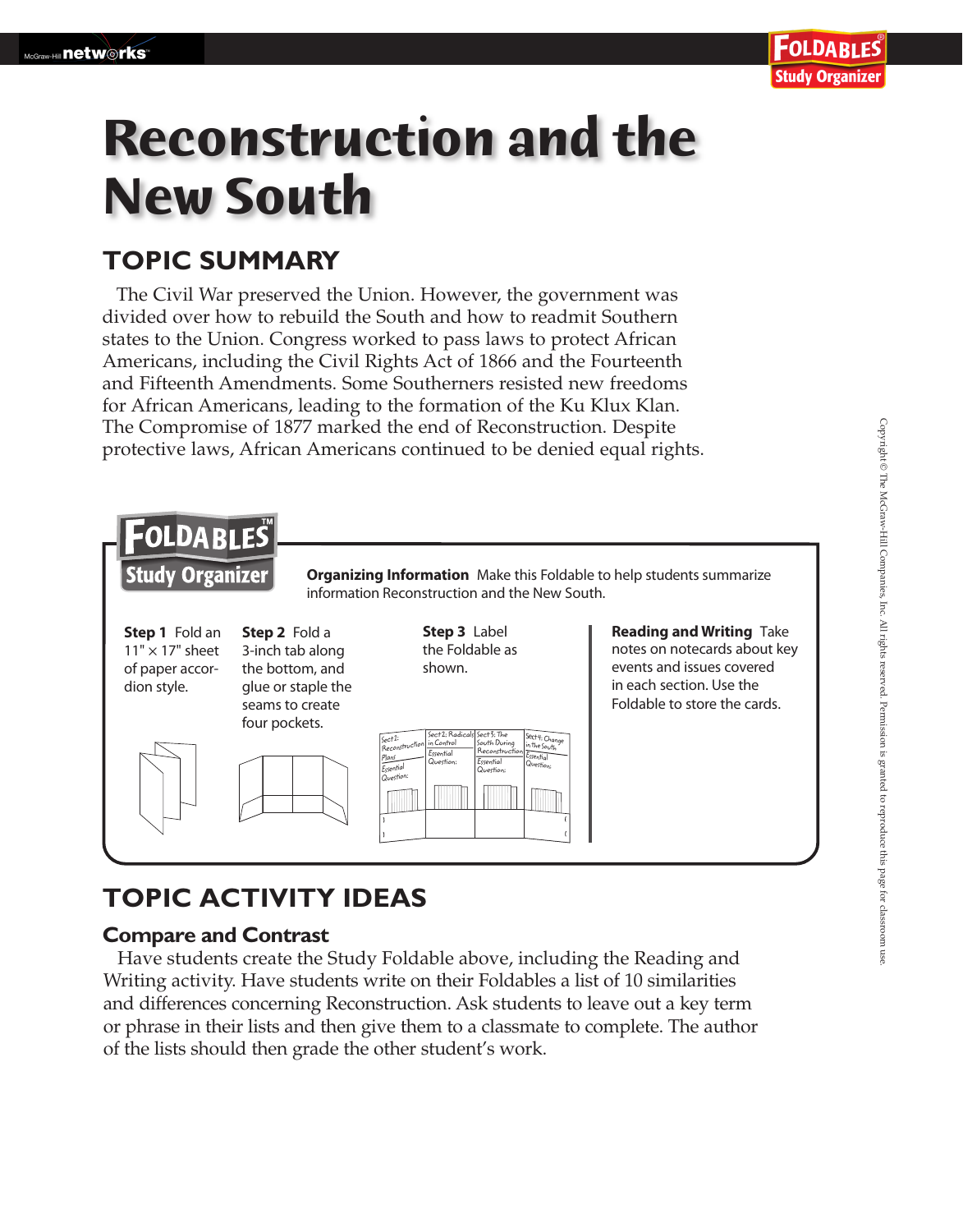# Reconstruction and the New South

## TOPIC SUMMARY

The Civil War preserved the Union. However, the government was divided over how to rebuild the South and how to readmit Southern states to the Union. Congress worked to pass laws to protect African Americans, including the Civil Rights Act of 1866 and the Fourteenth and Fifteenth Amendments. Some Southerners resisted new freedoms for African Americans, leading to the formation of the Ku Klux Klan. The Compromise of 1877 marked the end of Reconstruction. Despite protective laws, African Americans continued to be denied equal rights.

### FOLDABLES Study Organizer

**Organizing Information** Make this Foldable to help students summarize information Reconstruction and the New South.

**Step 1** Fold an 11" × 17" sheet of paper accordion style.

**Step 2** Fold a 3-inch tab along the bottom, and glue or staple the seams to create four pockets.

**Step 3** Label the Foldable as shown.

Sect 1: Reconstruction Plans — Essential Question:
Sect 2: Radicals in Control — Essential Question:
Sect 3: The South During Reconstruction — Essential Question:
Sect 4: Change in the South — Essential Question:

**Reading and Writing** Take notes on notecards about key events and issues covered in each section. Use the Foldable to store the cards.

## TOPIC ACTIVITY IDEAS

### Compare and Contrast

Have students create the Study Foldable above, including the Reading and Writing activity. Have students write on their Foldables a list of 10 similarities and differences concerning Reconstruction. Ask students to leave out a key term or phrase in their lists and then give them to a classmate to complete. The author of the lists should then grade the other student's work.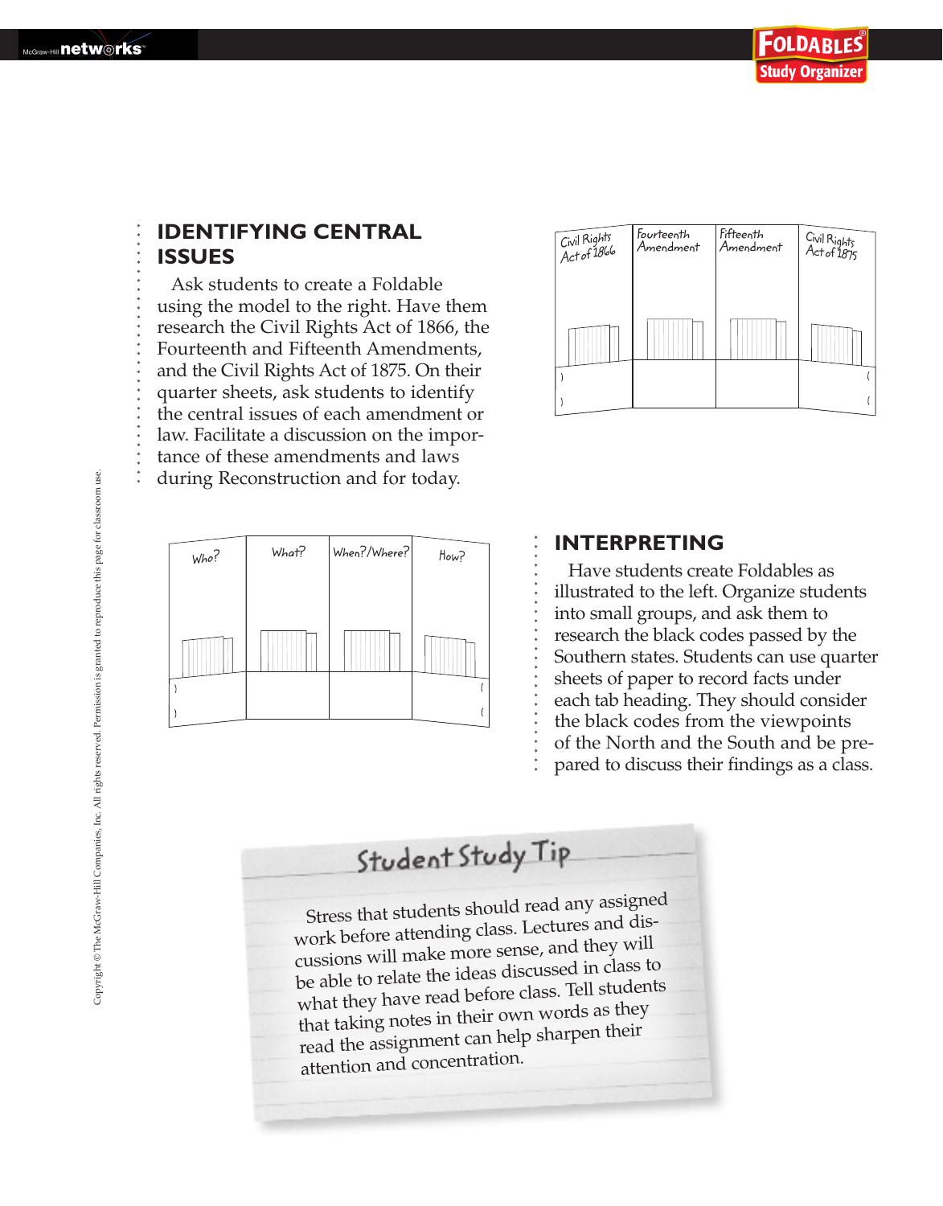## IDENTIFYING CENTRAL ISSUES

Ask students to create a Foldable using the model to the right. Have them research the Civil Rights Act of 1866, the Fourteenth and Fifteenth Amendments, and the Civil Rights Act of 1875. On their quarter sheets, ask students to identify the central issues of each amendment or law. Facilitate a discussion on the importance of these amendments and laws during Reconstruction and for today.

Civil Rights Act of 1866 | Fourteenth Amendment | Fifteenth Amendment | Civil Rights Act of 1875

Who? | What? | When?/Where? | How?

## INTERPRETING

Have students create Foldables as illustrated to the left. Organize students into small groups, and ask them to research the black codes passed by the Southern states. Students can use quarter sheets of paper to record facts under each tab heading. They should consider the black codes from the viewpoints of the North and the South and be prepared to discuss their findings as a class.

## Student Study Tip

Stress that students should read any assigned work before attending class. Lectures and discussions will make more sense, and they will be able to relate the ideas discussed in class to what they have read before class. Tell students that taking notes in their own words as they read the assignment can help sharpen their attention and concentration.

Copyright © The McGraw-Hill Companies, Inc. All rights reserved. Permission is granted to reproduce this page for classroom use.